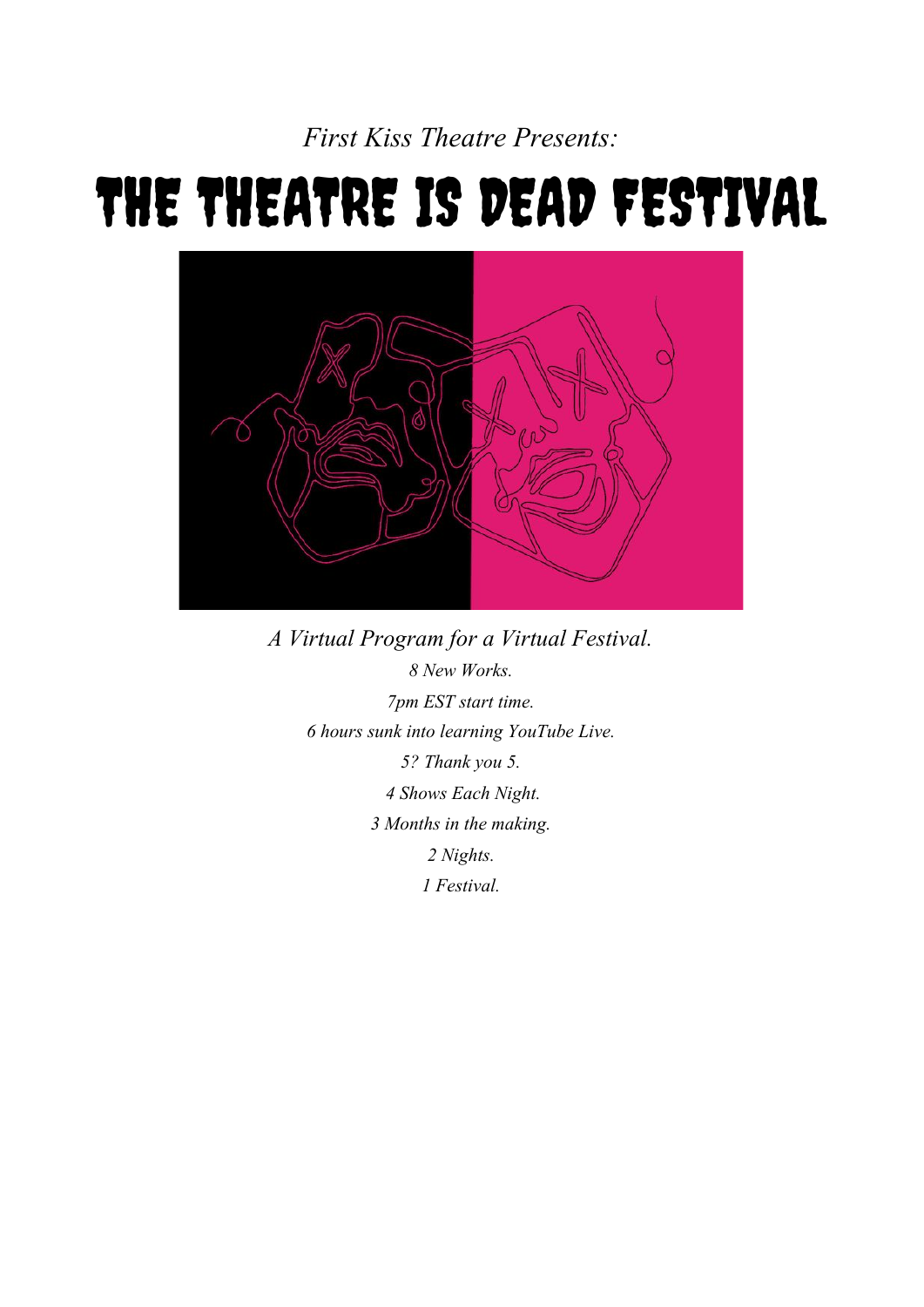*First Kiss Theatre Presents:*

# THE THEATRE IS DEAD FESTIVAL

*A Virtual Program for a Virtual Festival.*

*8 New Works.*

*7pm EST start time.*

*6 hours sunk into learning YouTube Live.*

*5? Thank you 5.*

*4 Shows Each Night.*

*3 Months in the making.*

*2 Nights.*

*1 Festival.*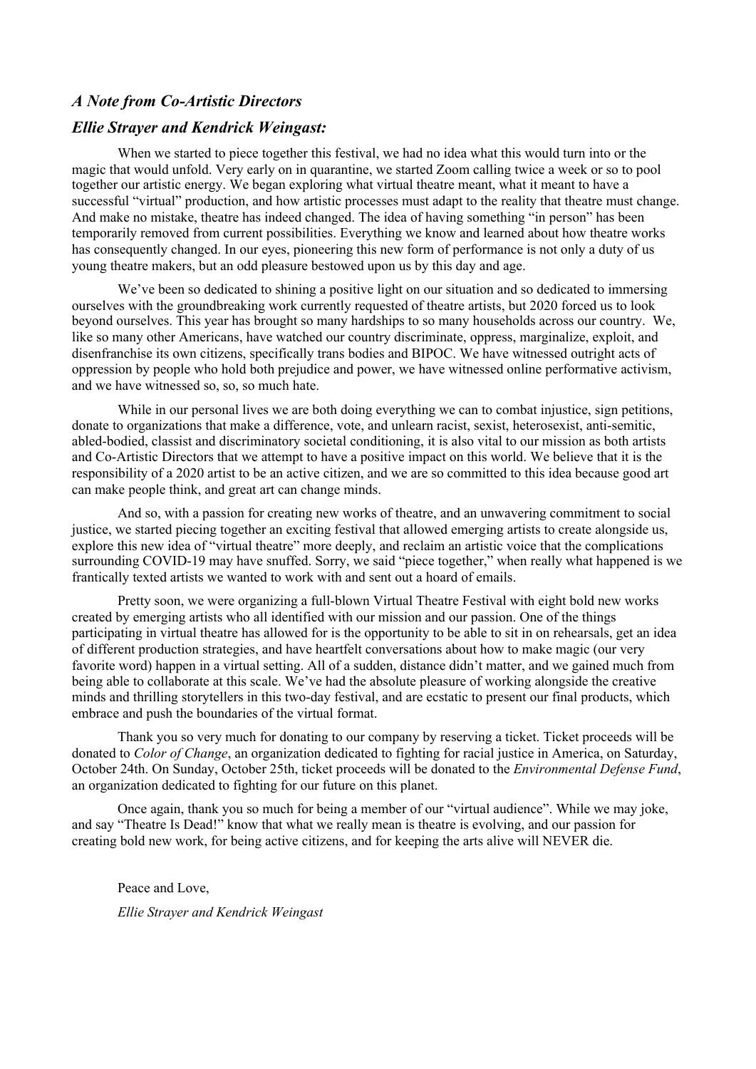### *A Note from Co-Artistic Directors Ellie Strayer and Kendrick Weingast:*

When we started to piece together this festival, we had no idea what this would turn into or the magic that would unfold. Very early on in quarantine, we started Zoom calling twice a week or so to pool together our artistic energy. We began exploring what virtual theatre meant, what it meant to have a successful "virtual" production, and how artistic processes must adapt to the reality that theatre must change. And make no mistake, theatre has indeed changed. The idea of having something "in person" has been temporarily removed from current possibilities. Everything we know and learned about how theatre works has consequently changed. In our eyes, pioneering this new form of performance is not only a duty of us young theatre makers, but an odd pleasure bestowed upon us by this day and age.

We've been so dedicated to shining a positive light on our situation and so dedicated to immersing ourselves with the groundbreaking work currently requested of theatre artists, but 2020 forced us to look beyond ourselves. This year has brought so many hardships to so many households across our country. We, like so many other Americans, have watched our country discriminate, oppress, marginalize, exploit, and disenfranchise its own citizens, specifically trans bodies and BIPOC. We have witnessed outright acts of oppression by people who hold both prejudice and power, we have witnessed online performative activism, and we have witnessed so, so, so much hate.

While in our personal lives we are both doing everything we can to combat injustice, sign petitions, donate to organizations that make a difference, vote, and unlearn racist, sexist, heterosexist, anti-semitic, abled-bodied, classist and discriminatory societal conditioning, it is also vital to our mission as both artists and Co-Artistic Directors that we attempt to have a positive impact on this world. We believe that it is the responsibility of a 2020 artist to be an active citizen, and we are so committed to this idea because good art can make people think, and great art can change minds.

And so, with a passion for creating new works of theatre, and an unwavering commitment to social justice, we started piecing together an exciting festival that allowed emerging artists to create alongside us, explore this new idea of "virtual theatre" more deeply, and reclaim an artistic voice that the complications surrounding COVID-19 may have snuffed. Sorry, we said "piece together," when really what happened is we frantically texted artists we wanted to work with and sent out a hoard of emails.

Pretty soon, we were organizing a full-blown Virtual Theatre Festival with eight bold new works created by emerging artists who all identified with our mission and our passion. One of the things participating in virtual theatre has allowed for is the opportunity to be able to sit in on rehearsals, get an idea of different production strategies, and have heartfelt conversations about how to make magic (our very favorite word) happen in a virtual setting. All of a sudden, distance didn't matter, and we gained much from being able to collaborate at this scale. We've had the absolute pleasure of working alongside the creative minds and thrilling storytellers in this two-day festival, and are ecstatic to present our final products, which embrace and push the boundaries of the virtual format.

Thank you so very much for donating to our company by reserving a ticket. Ticket proceeds will be donated to *Color of Change*, an organization dedicated to fighting for racial justice in America, on Saturday, October 24th. On Sunday, October 25th, ticket proceeds will be donated to the *Environmental Defense Fund*, an organization dedicated to fighting for our future on this planet.

Once again, thank you so much for being a member of our "virtual audience". While we may joke, and say "Theatre Is Dead!" know that what we really mean is theatre is evolving, and our passion for creating bold new work, for being active citizens, and for keeping the arts alive will NEVER die.

Peace and Love,

*Ellie Strayer and Kendrick Weingast*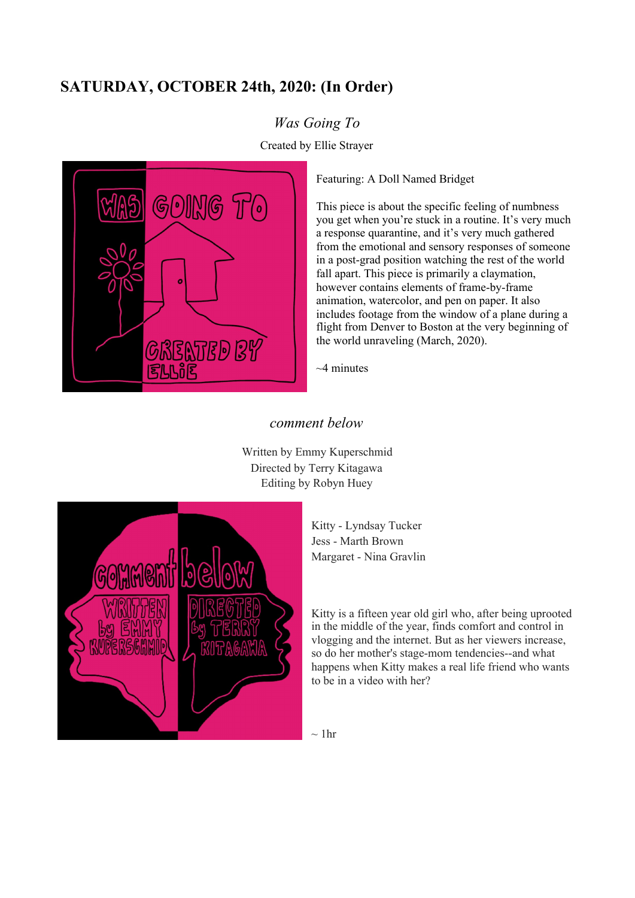## SATURDAY, OCTOBER 24th, 2020: (In Order)

### *Was Going To*

Created by Ellie Strayer

Featuring: A Doll Named Bridget

This piece is about the specific feeling of numbness you get when you're stuck in a routine. It's very much a response quarantine, and it's very much gathered from the emotional and sensory responses of someone in a post-grad position watching the rest of the world fall apart. This piece is primarily a claymation, however contains elements of frame-by-frame animation, watercolor, and pen on paper. It also includes footage from the window of a plane during a flight from Denver to Boston at the very beginning of the world unraveling (March, 2020).

~4 minutes

### *comment below*

Written by Emmy Kuperschmid
Directed by Terry Kitagawa
Editing by Robyn Huey

Kitty - Lyndsay Tucker
Jess - Marth Brown
Margaret - Nina Gravlin

Kitty is a fifteen year old girl who, after being uprooted in the middle of the year, finds comfort and control in vlogging and the internet. But as her viewers increase, so do her mother's stage-mom tendencies--and what happens when Kitty makes a real life friend who wants to be in a video with her?

~ 1hr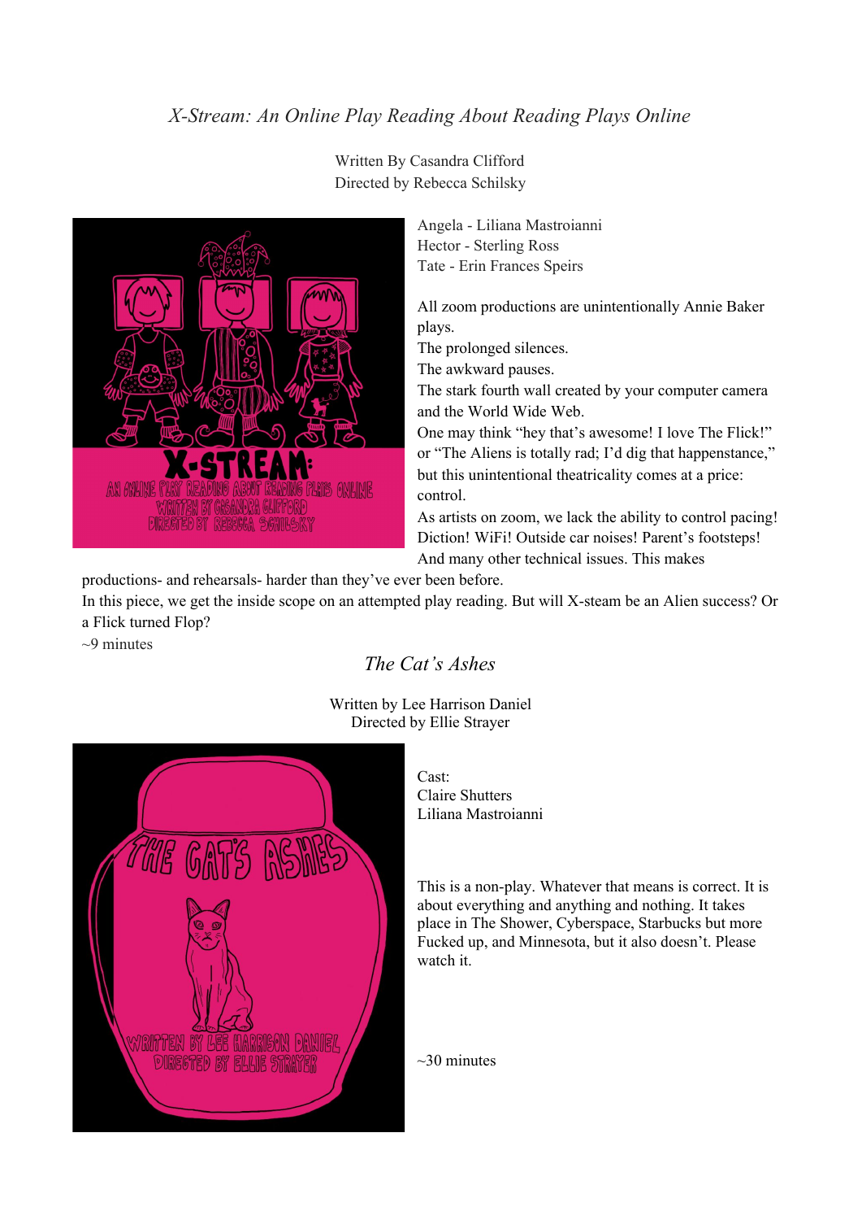## *X-Stream: An Online Play Reading About Reading Plays Online*

Written By Casandra Clifford
Directed by Rebecca Schilsky

Angela - Liliana Mastroianni
Hector - Sterling Ross
Tate - Erin Frances Speirs

All zoom productions are unintentionally Annie Baker plays.
The prolonged silences.
The awkward pauses.
The stark fourth wall created by your computer camera and the World Wide Web.
One may think "hey that's awesome! I love The Flick!" or "The Aliens is totally rad; I'd dig that happenstance," but this unintentional theatricality comes at a price: control.
As artists on zoom, we lack the ability to control pacing! Diction! WiFi! Outside car noises! Parent's footsteps! And many other technical issues. This makes productions- and rehearsals- harder than they've ever been before.
In this piece, we get the inside scope on an attempted play reading. But will X-steam be an Alien success? Or a Flick turned Flop?
~9 minutes

## *The Cat's Ashes*

Written by Lee Harrison Daniel
Directed by Ellie Strayer

Cast:
Claire Shutters
Liliana Mastroianni

This is a non-play. Whatever that means is correct. It is about everything and anything and nothing. It takes place in The Shower, Cyberspace, Starbucks but more Fucked up, and Minnesota, but it also doesn't. Please watch it.

~30 minutes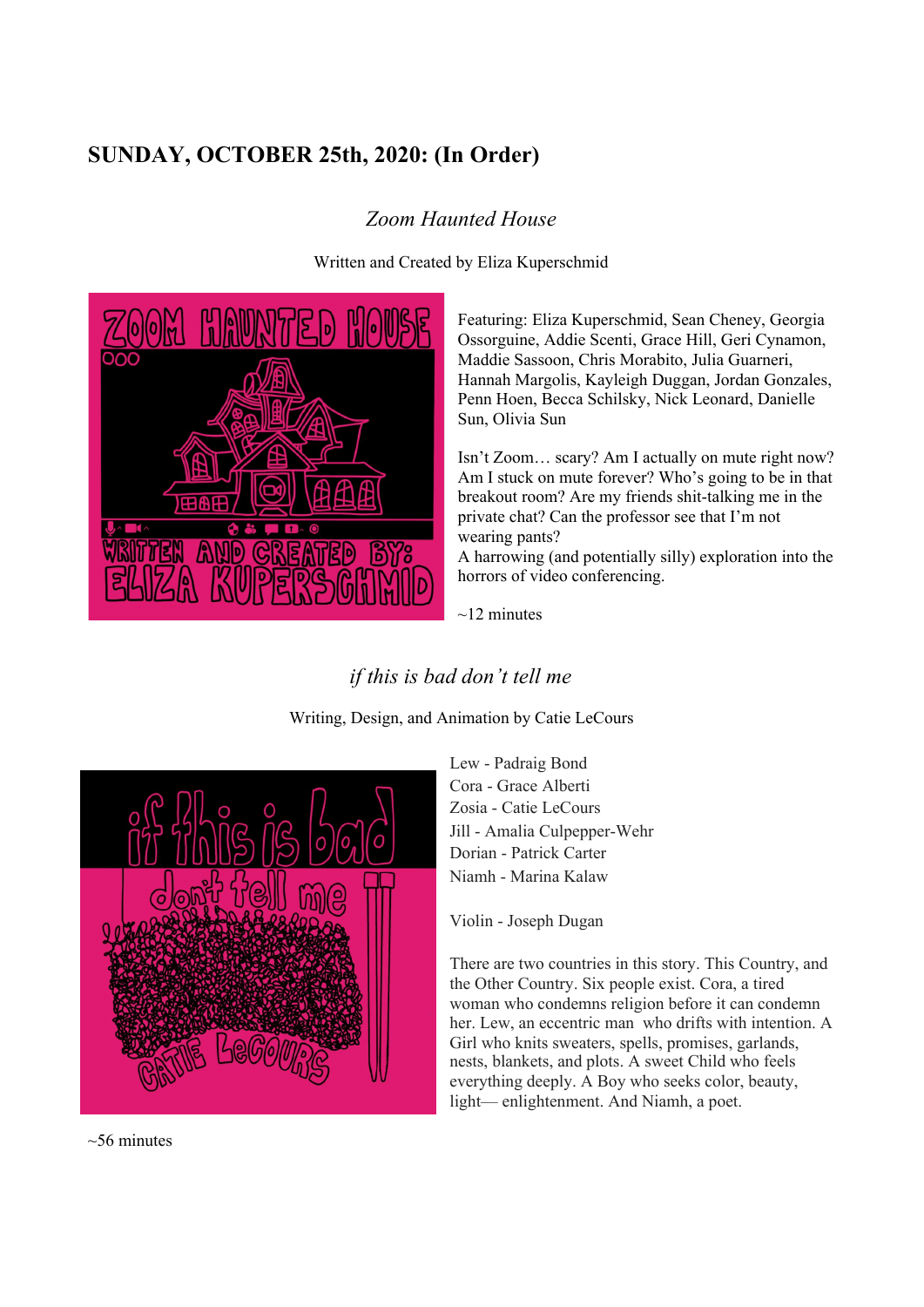## SUNDAY, OCTOBER 25th, 2020: (In Order)

### *Zoom Haunted House*

Written and Created by Eliza Kuperschmid

Featuring: Eliza Kuperschmid, Sean Cheney, Georgia Ossorguine, Addie Scenti, Grace Hill, Geri Cynamon, Maddie Sassoon, Chris Morabito, Julia Guarneri, Hannah Margolis, Kayleigh Duggan, Jordan Gonzales, Penn Hoen, Becca Schilsky, Nick Leonard, Danielle Sun, Olivia Sun

Isn't Zoom… scary? Am I actually on mute right now? Am I stuck on mute forever? Who's going to be in that breakout room? Are my friends shit-talking me in the private chat? Can the professor see that I'm not wearing pants?
A harrowing (and potentially silly) exploration into the horrors of video conferencing.

~12 minutes

### *if this is bad don't tell me*

Writing, Design, and Animation by Catie LeCours

Lew - Padraig Bond
Cora - Grace Alberti
Zosia - Catie LeCours
Jill - Amalia Culpepper-Wehr
Dorian - Patrick Carter
Niamh - Marina Kalaw

Violin - Joseph Dugan

There are two countries in this story. This Country, and the Other Country. Six people exist. Cora, a tired woman who condemns religion before it can condemn her. Lew, an eccentric man who drifts with intention. A Girl who knits sweaters, spells, promises, garlands, nests, blankets, and plots. A sweet Child who feels everything deeply. A Boy who seeks color, beauty, light— enlightenment. And Niamh, a poet.

~56 minutes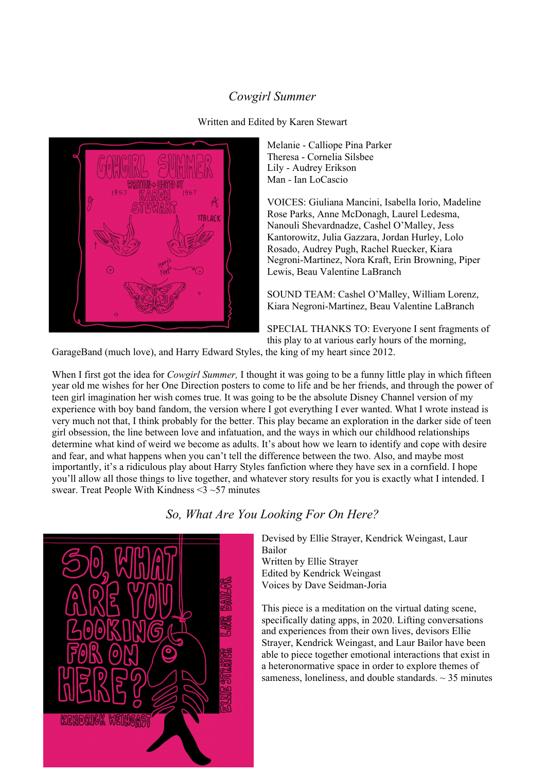*Cowgirl Summer*

Written and Edited by Karen Stewart

Melanie - Calliope Pina Parker
Theresa - Cornelia Silsbee
Lily - Audrey Erikson
Man - Ian LoCascio

VOICES: Giuliana Mancini, Isabella Iorio, Madeline Rose Parks, Anne McDonagh, Laurel Ledesma, Nanouli Shevardnadze, Cashel O'Malley, Jess Kantorowitz, Julia Gazzara, Jordan Hurley, Lolo Rosado, Audrey Pugh, Rachel Ruecker, Kiara Negroni-Martinez, Nora Kraft, Erin Browning, Piper Lewis, Beau Valentine LaBranch

SOUND TEAM: Cashel O'Malley, William Lorenz, Kiara Negroni-Martinez, Beau Valentine LaBranch

SPECIAL THANKS TO: Everyone I sent fragments of this play to at various early hours of the morning, GarageBand (much love), and Harry Edward Styles, the king of my heart since 2012.

When I first got the idea for *Cowgirl Summer,* I thought it was going to be a funny little play in which fifteen year old me wishes for her One Direction posters to come to life and be her friends, and through the power of teen girl imagination her wish comes true. It was going to be the absolute Disney Channel version of my experience with boy band fandom, the version where I got everything I ever wanted. What I wrote instead is very much not that, I think probably for the better. This play became an exploration in the darker side of teen girl obsession, the line between love and infatuation, and the ways in which our childhood relationships determine what kind of weird we become as adults. It's about how we learn to identify and cope with desire and fear, and what happens when you can't tell the difference between the two. Also, and maybe most importantly, it's a ridiculous play about Harry Styles fanfiction where they have sex in a cornfield. I hope you'll allow all those things to live together, and whatever story results for you is exactly what I intended. I swear. Treat People With Kindness <3 ~57 minutes

*So, What Are You Looking For On Here?*

Devised by Ellie Strayer, Kendrick Weingast, Laur Bailor
Written by Ellie Strayer
Edited by Kendrick Weingast
Voices by Dave Seidman-Joria

This piece is a meditation on the virtual dating scene, specifically dating apps, in 2020. Lifting conversations and experiences from their own lives, devisors Ellie Strayer, Kendrick Weingast, and Laur Bailor have been able to piece together emotional interactions that exist in a heteronormative space in order to explore themes of sameness, loneliness, and double standards. ~ 35 minutes